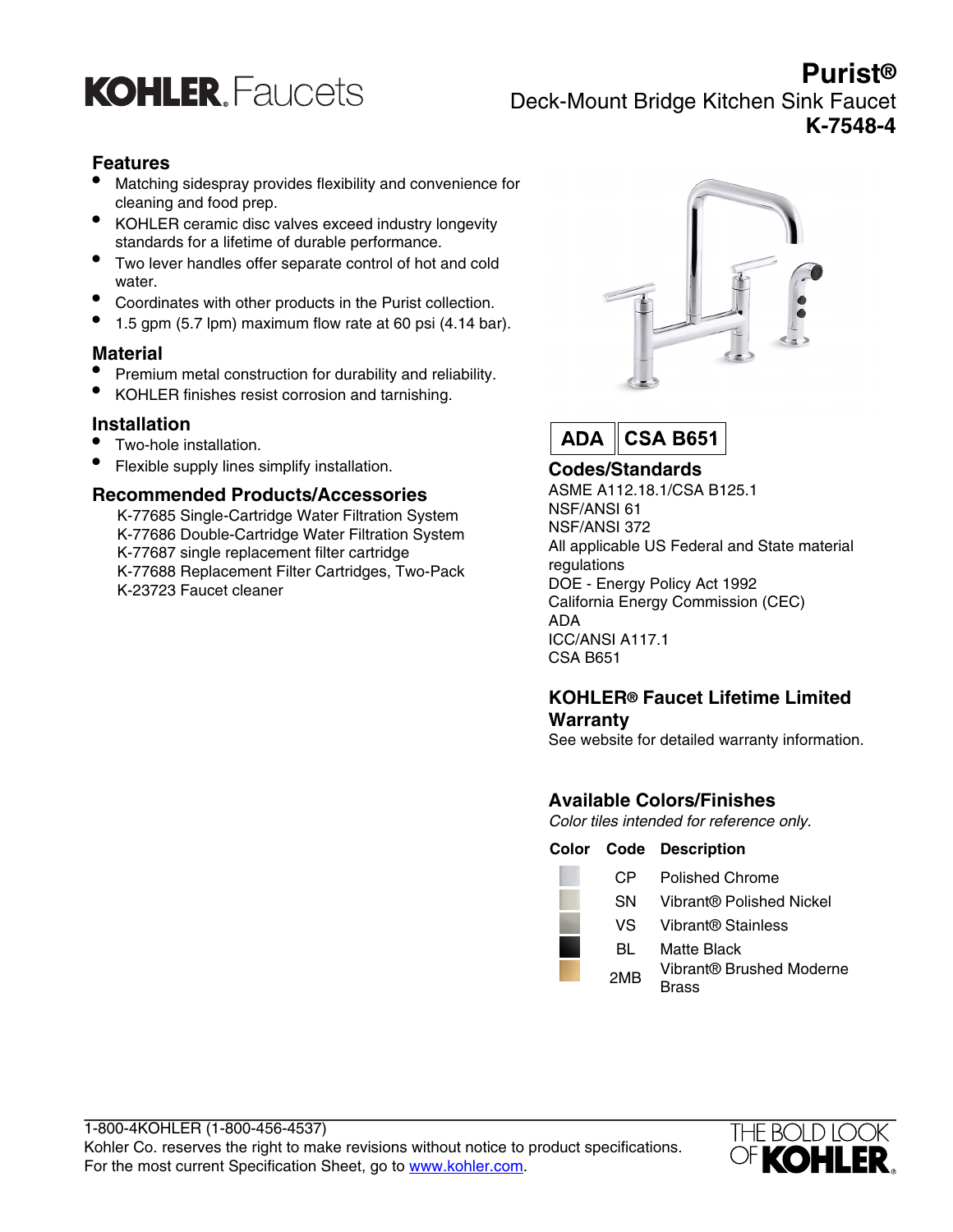# KOHLER. Faucets

## Purist®

Deck-Mount Bridge Kitchen Sink Faucet

**K-7548-4**

### Features

- Matching sidespray provides flexibility and convenience for cleaning and food prep.
- KOHLER ceramic disc valves exceed industry longevity standards for a lifetime of durable performance.
- Two lever handles offer separate control of hot and cold water.
- Coordinates with other products in the Purist collection.
- 1.5 gpm (5.7 lpm) maximum flow rate at 60 psi (4.14 bar).

### Material

- Premium metal construction for durability and reliability.
- KOHLER finishes resist corrosion and tarnishing.

### Installation

- Two-hole installation.
- Flexible supply lines simplify installation.

### Recommended Products/Accessories

K-77685 Single-Cartridge Water Filtration System
K-77686 Double-Cartridge Water Filtration System
K-77687 single replacement filter cartridge
K-77688 Replacement Filter Cartridges, Two-Pack
K-23723 Faucet cleaner

**ADA** | **CSA B651**

### Codes/Standards

ASME A112.18.1/CSA B125.1
NSF/ANSI 61
NSF/ANSI 372
All applicable US Federal and State material regulations
DOE - Energy Policy Act 1992
California Energy Commission (CEC)
ADA
ICC/ANSI A117.1
CSA B651

### KOHLER® Faucet Lifetime Limited Warranty

See website for detailed warranty information.

### Available Colors/Finishes

*Color tiles intended for reference only.*

| Color | Code | Description |
|---|---|---|
| | CP | Polished Chrome |
| | SN | Vibrant® Polished Nickel |
| | VS | Vibrant® Stainless |
| | BL | Matte Black |
| | 2MB | Vibrant® Brushed Moderne Brass |

1-800-4KOHLER (1-800-456-4537)
Kohler Co. reserves the right to make revisions without notice to product specifications.
For the most current Specification Sheet, go to www.kohler.com.

THE BOLD LOOK OF KOHLER.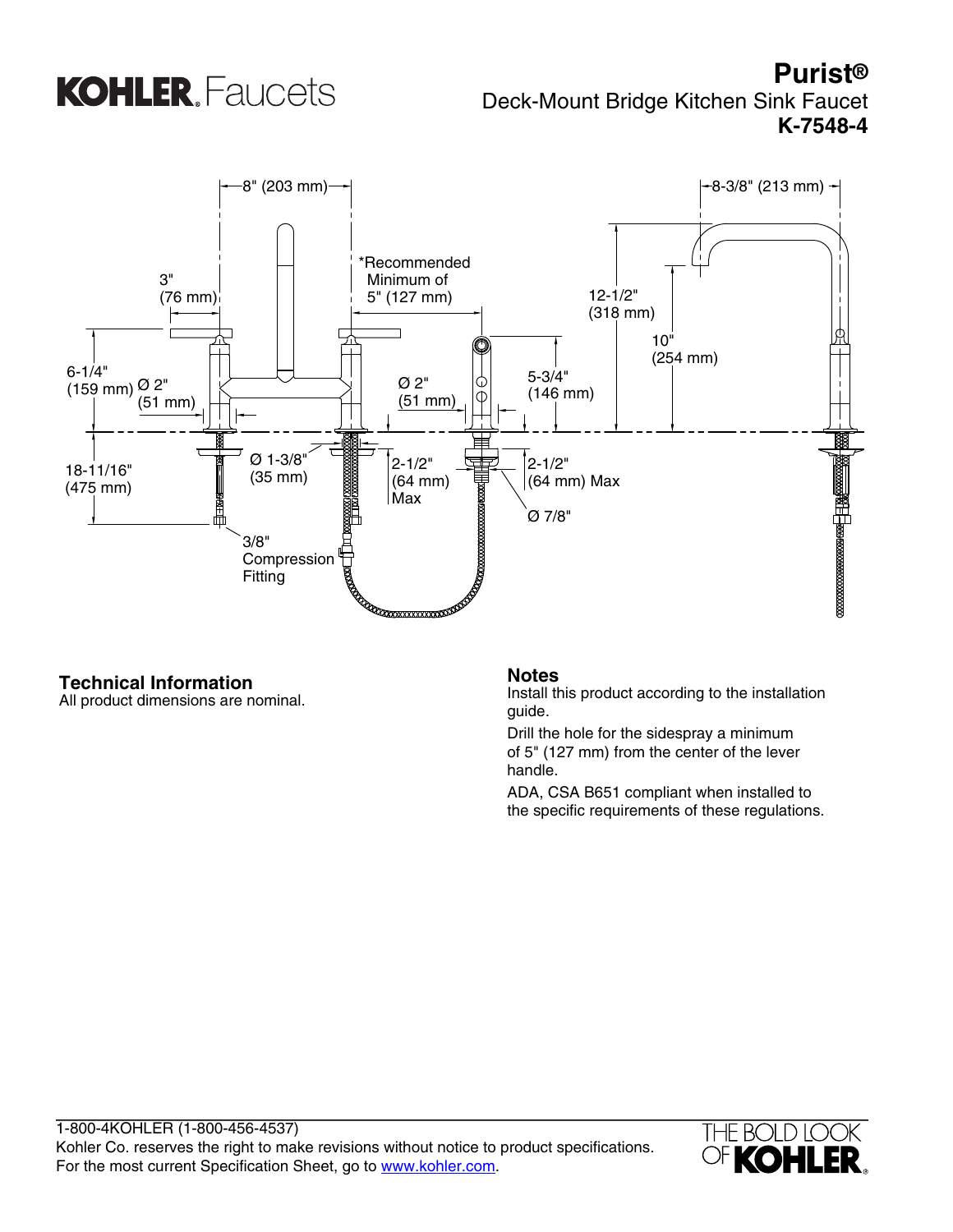KOHLER. Faucets

# Purist®

## Deck-Mount Bridge Kitchen Sink Faucet

## K-7548-4

8" (203 mm)

8-3/8" (213 mm)

*Recommended Minimum of 5" (127 mm)

3" (76 mm)

12-1/2" (318 mm)

10" (254 mm)

6-1/4" (159 mm)

Ø 2" (51 mm)

Ø 2" (51 mm)

5-3/4" (146 mm)

Ø 1-3/8" (35 mm)

2-1/2" (64 mm) Max

2-1/2" (64 mm) Max

18-11/16" (475 mm)

Ø 7/8"

3/8" Compression Fitting

### Technical Information

All product dimensions are nominal.

### Notes

Install this product according to the installation guide.

Drill the hole for the sidespray a minimum of 5" (127 mm) from the center of the lever handle.

ADA, CSA B651 compliant when installed to the specific requirements of these regulations.

1-800-4KOHLER (1-800-456-4537)
Kohler Co. reserves the right to make revisions without notice to product specifications.
For the most current Specification Sheet, go to www.kohler.com.

THE BOLD LOOK OF KOHLER.